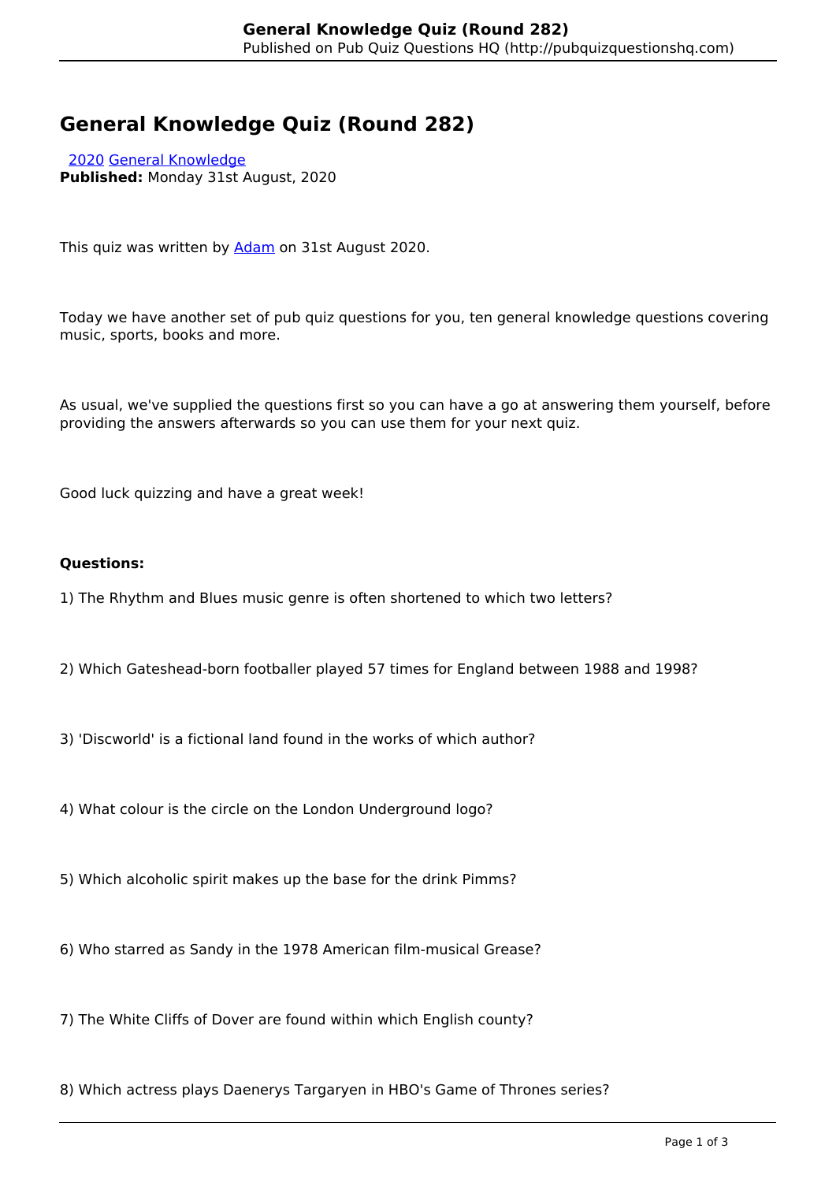# General Knowledge Quiz (Round 282)

2020 General Knowledge

**Published:** Monday 31st August, 2020

This quiz was written by Adam on 31st August 2020.

Today we have another set of pub quiz questions for you, ten general knowledge questions covering music, sports, books and more.

As usual, we've supplied the questions first so you can have a go at answering them yourself, before providing the answers afterwards so you can use them for your next quiz.

Good luck quizzing and have a great week!

**Questions:**

1) The Rhythm and Blues music genre is often shortened to which two letters?

2) Which Gateshead-born footballer played 57 times for England between 1988 and 1998?

3) 'Discworld' is a fictional land found in the works of which author?

4) What colour is the circle on the London Underground logo?

5) Which alcoholic spirit makes up the base for the drink Pimms?

6) Who starred as Sandy in the 1978 American film-musical Grease?

7) The White Cliffs of Dover are found within which English county?

8) Which actress plays Daenerys Targaryen in HBO's Game of Thrones series?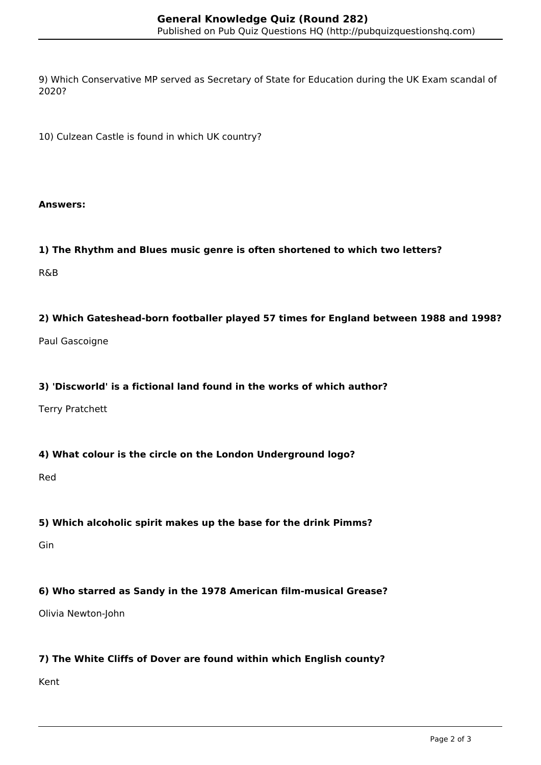9) Which Conservative MP served as Secretary of State for Education during the UK Exam scandal of 2020?

10) Culzean Castle is found in which UK country?

**Answers:**

**1) The Rhythm and Blues music genre is often shortened to which two letters?**

R&B

**2) Which Gateshead-born footballer played 57 times for England between 1988 and 1998?**

Paul Gascoigne

**3) 'Discworld' is a fictional land found in the works of which author?**

Terry Pratchett

**4) What colour is the circle on the London Underground logo?**

Red

**5) Which alcoholic spirit makes up the base for the drink Pimms?**

Gin

**6) Who starred as Sandy in the 1978 American film-musical Grease?**

Olivia Newton-John

**7) The White Cliffs of Dover are found within which English county?**

Kent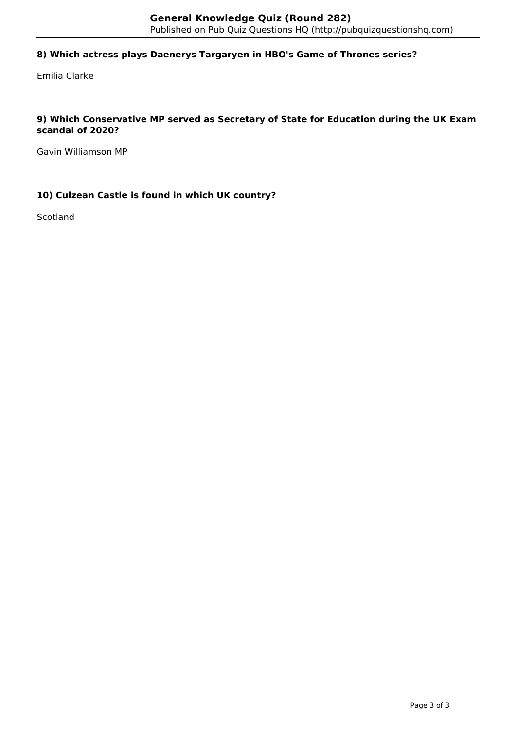**8) Which actress plays Daenerys Targaryen in HBO's Game of Thrones series?**

Emilia Clarke

**9) Which Conservative MP served as Secretary of State for Education during the UK Exam scandal of 2020?**

Gavin Williamson MP

**10) Culzean Castle is found in which UK country?**

Scotland